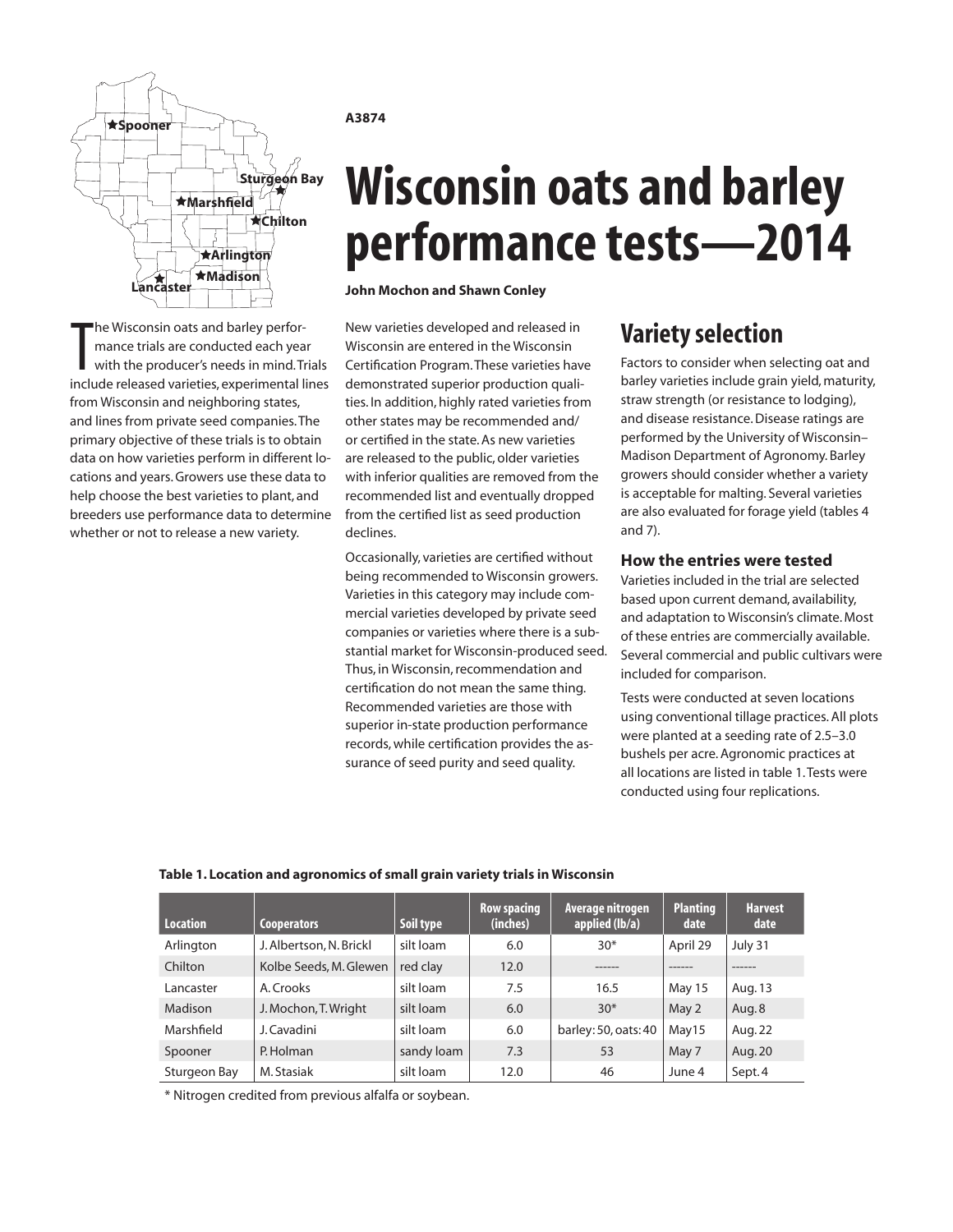A3874

# Wisconsin oats and barley performance tests—2014

**John Mochon and Shawn Conley**

The Wisconsin oats and barley performance trials are conducted each year with the producer's needs in mind. Trials include released varieties, experimental lines from Wisconsin and neighboring states, and lines from private seed companies. The primary objective of these trials is to obtain data on how varieties perform in different locations and years. Growers use these data to help choose the best varieties to plant, and breeders use performance data to determine whether or not to release a new variety.

New varieties developed and released in Wisconsin are entered in the Wisconsin Certification Program. These varieties have demonstrated superior production qualities. In addition, highly rated varieties from other states may be recommended and/or certified in the state. As new varieties are released to the public, older varieties with inferior qualities are removed from the recommended list and eventually dropped from the certified list as seed production declines.

Occasionally, varieties are certified without being recommended to Wisconsin growers. Varieties in this category may include commercial varieties developed by private seed companies or varieties where there is a substantial market for Wisconsin-produced seed. Thus, in Wisconsin, recommendation and certification do not mean the same thing. Recommended varieties are those with superior in-state production performance records, while certification provides the assurance of seed purity and seed quality.

## Variety selection

Factors to consider when selecting oat and barley varieties include grain yield, maturity, straw strength (or resistance to lodging), and disease resistance. Disease ratings are performed by the University of Wisconsin–Madison Department of Agronomy. Barley growers should consider whether a variety is acceptable for malting. Several varieties are also evaluated for forage yield (tables 4 and 7).

### How the entries were tested

Varieties included in the trial are selected based upon current demand, availability, and adaptation to Wisconsin's climate. Most of these entries are commercially available. Several commercial and public cultivars were included for comparison.

Tests were conducted at seven locations using conventional tillage practices. All plots were planted at a seeding rate of 2.5–3.0 bushels per acre. Agronomic practices at all locations are listed in table 1. Tests were conducted using four replications.

**Table 1. Location and agronomics of small grain variety trials in Wisconsin**

| Location | Cooperators | Soil type | Row spacing (inches) | Average nitrogen applied (lb/a) | Planting date | Harvest date |
|---|---|---|---|---|---|---|
| Arlington | J. Albertson, N. Brickl | silt loam | 6.0 | 30* | April 29 | July 31 |
| Chilton | Kolbe Seeds, M. Glewen | red clay | 12.0 | ------ | ------ | ------ |
| Lancaster | A. Crooks | silt loam | 7.5 | 16.5 | May 15 | Aug. 13 |
| Madison | J. Mochon, T. Wright | silt loam | 6.0 | 30* | May 2 | Aug. 8 |
| Marshfield | J. Cavadini | silt loam | 6.0 | barley: 50, oats: 40 | May15 | Aug. 22 |
| Spooner | P. Holman | sandy loam | 7.3 | 53 | May 7 | Aug. 20 |
| Sturgeon Bay | M. Stasiak | silt loam | 12.0 | 46 | June 4 | Sept. 4 |

\* Nitrogen credited from previous alfalfa or soybean.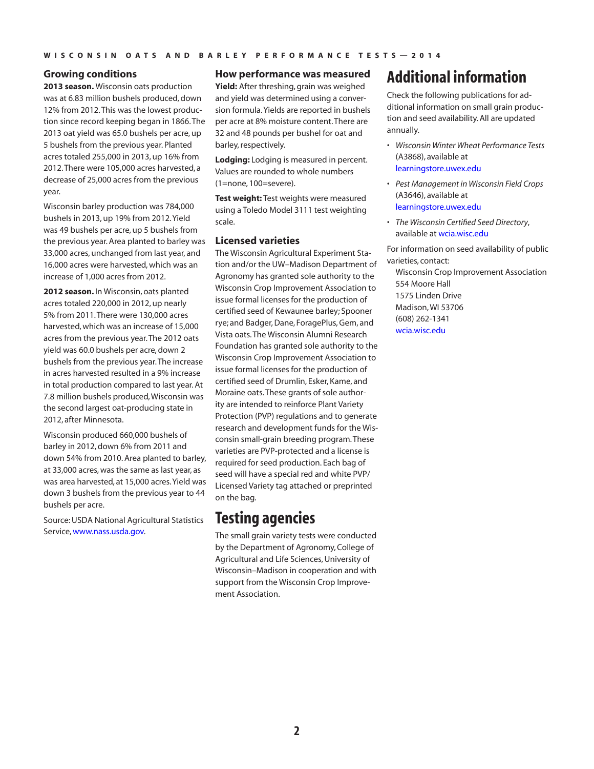## Growing conditions

**2013 season.** Wisconsin oats production was at 6.83 million bushels produced, down 12% from 2012. This was the lowest production since record keeping began in 1866. The 2013 oat yield was 65.0 bushels per acre, up 5 bushels from the previous year. Planted acres totaled 255,000 in 2013, up 16% from 2012. There were 105,000 acres harvested, a decrease of 25,000 acres from the previous year.

Wisconsin barley production was 784,000 bushels in 2013, up 19% from 2012. Yield was 49 bushels per acre, up 5 bushels from the previous year. Area planted to barley was 33,000 acres, unchanged from last year, and 16,000 acres were harvested, which was an increase of 1,000 acres from 2012.

**2012 season.** In Wisconsin, oats planted acres totaled 220,000 in 2012, up nearly 5% from 2011. There were 130,000 acres harvested, which was an increase of 15,000 acres from the previous year. The 2012 oats yield was 60.0 bushels per acre, down 2 bushels from the previous year. The increase in acres harvested resulted in a 9% increase in total production compared to last year. At 7.8 million bushels produced, Wisconsin was the second largest oat-producing state in 2012, after Minnesota.

Wisconsin produced 660,000 bushels of barley in 2012, down 6% from 2011 and down 54% from 2010. Area planted to barley, at 33,000 acres, was the same as last year, as was area harvested, at 15,000 acres. Yield was down 3 bushels from the previous year to 44 bushels per acre.

Source: USDA National Agricultural Statistics Service, www.nass.usda.gov.

## How performance was measured

**Yield:** After threshing, grain was weighed and yield was determined using a conversion formula. Yields are reported in bushels per acre at 8% moisture content. There are 32 and 48 pounds per bushel for oat and barley, respectively.

**Lodging:** Lodging is measured in percent. Values are rounded to whole numbers (1=none, 100=severe).

**Test weight:** Test weights were measured using a Toledo Model 3111 test weighting scale.

## Licensed varieties

The Wisconsin Agricultural Experiment Station and/or the UW–Madison Department of Agronomy has granted sole authority to the Wisconsin Crop Improvement Association to issue formal licenses for the production of certified seed of Kewaunee barley; Spooner rye; and Badger, Dane, ForagePlus, Gem, and Vista oats. The Wisconsin Alumni Research Foundation has granted sole authority to the Wisconsin Crop Improvement Association to issue formal licenses for the production of certified seed of Drumlin, Esker, Kame, and Moraine oats. These grants of sole authority are intended to reinforce Plant Variety Protection (PVP) regulations and to generate research and development funds for the Wisconsin small-grain breeding program. These varieties are PVP-protected and a license is required for seed production. Each bag of seed will have a special red and white PVP/Licensed Variety tag attached or preprinted on the bag.

# Testing agencies

The small grain variety tests were conducted by the Department of Agronomy, College of Agricultural and Life Sciences, University of Wisconsin–Madison in cooperation and with support from the Wisconsin Crop Improvement Association.

# Additional information

Check the following publications for additional information on small grain production and seed availability. All are updated annually.

- *Wisconsin Winter Wheat Performance Tests* (A3868), available at learningstore.uwex.edu
- *Pest Management in Wisconsin Field Crops* (A3646), available at learningstore.uwex.edu
- *The Wisconsin Certified Seed Directory*, available at wcia.wisc.edu

For information on seed availability of public varieties, contact:

Wisconsin Crop Improvement Association
554 Moore Hall
1575 Linden Drive
Madison, WI 53706
(608) 262-1341
wcia.wisc.edu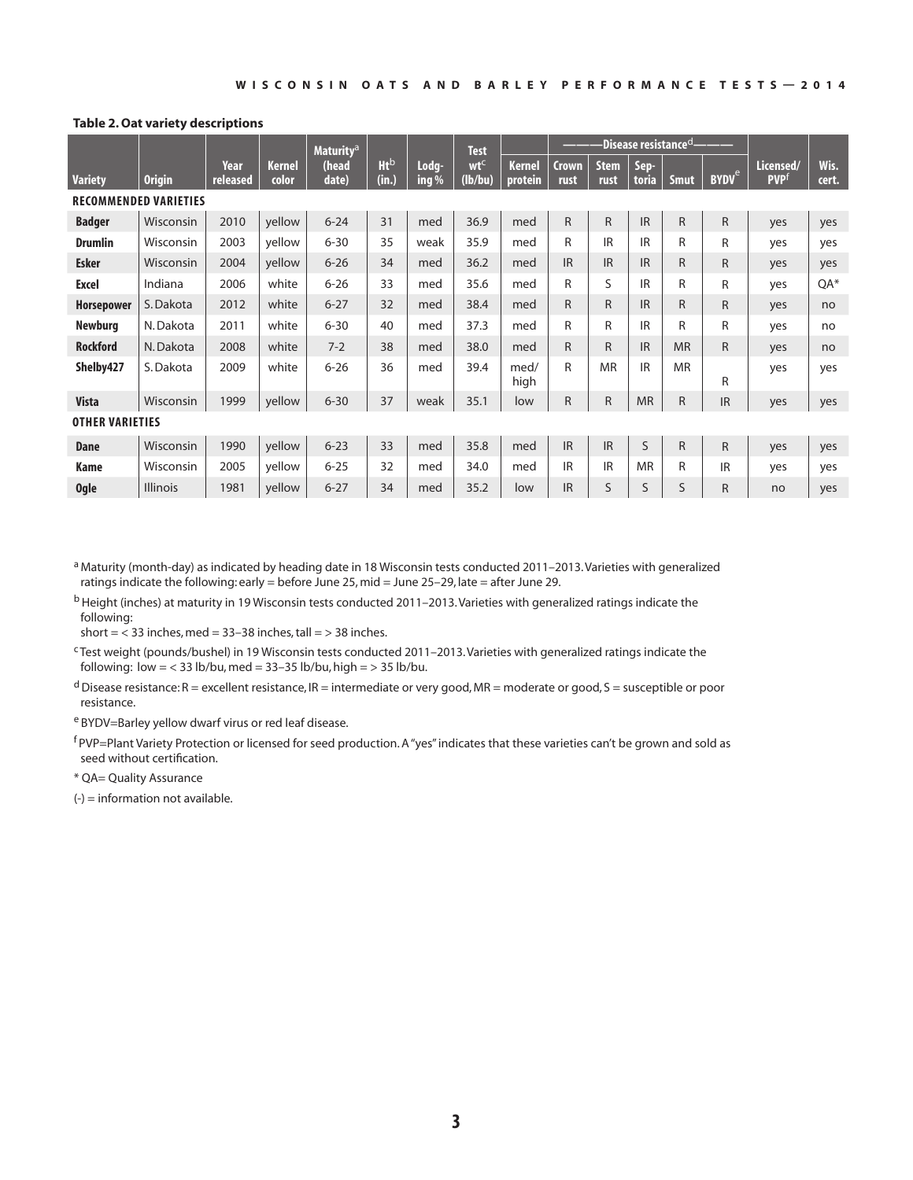**Table 2. Oat variety descriptions**

| Variety | Origin | Year released | Kernel color | Maturity[a] (head date) | Ht[b] (in.) | Lodg-ing % | Test wt[c] (lb/bu) | Kernel protein | Disease resistance[d] | | | | | Licensed/ PVP[f] | Wis. cert. |
|---|---|---|---|---|---|---|---|---|---|---|---|---|---|---|---|
| | | | | | | | | | Crown rust | Stem rust | Sep-toria | Smut | BYDV[e] | | |
| **RECOMMENDED VARIETIES** | | | | | | | | | | | | | | | |
| **Badger** | Wisconsin | 2010 | yellow | 6-24 | 31 | med | 36.9 | med | R | R | IR | R | R | yes | yes |
| **Drumlin** | Wisconsin | 2003 | yellow | 6-30 | 35 | weak | 35.9 | med | R | IR | IR | R | R | yes | yes |
| **Esker** | Wisconsin | 2004 | yellow | 6-26 | 34 | med | 36.2 | med | IR | IR | IR | R | R | yes | yes |
| **Excel** | Indiana | 2006 | white | 6-26 | 33 | med | 35.6 | med | R | S | IR | R | R | yes | QA* |
| **Horsepower** | S. Dakota | 2012 | white | 6-27 | 32 | med | 38.4 | med | R | R | IR | R | R | yes | no |
| **Newburg** | N. Dakota | 2011 | white | 6-30 | 40 | med | 37.3 | med | R | R | IR | R | R | yes | no |
| **Rockford** | N. Dakota | 2008 | white | 7-2 | 38 | med | 38.0 | med | R | R | IR | MR | R | yes | no |
| **Shelby427** | S. Dakota | 2009 | white | 6-26 | 36 | med | 39.4 | med/ high | R | MR | IR | MR | R | yes | yes |
| **Vista** | Wisconsin | 1999 | yellow | 6-30 | 37 | weak | 35.1 | low | R | R | MR | R | IR | yes | yes |
| **OTHER VARIETIES** | | | | | | | | | | | | | | | |
| **Dane** | Wisconsin | 1990 | yellow | 6-23 | 33 | med | 35.8 | med | IR | IR | S | R | R | yes | yes |
| **Kame** | Wisconsin | 2005 | yellow | 6-25 | 32 | med | 34.0 | med | IR | IR | MR | R | IR | yes | yes |
| **Ogle** | Illinois | 1981 | yellow | 6-27 | 34 | med | 35.2 | low | IR | S | S | S | R | no | yes |

[a] Maturity (month-day) as indicated by heading date in 18 Wisconsin tests conducted 2011–2013. Varieties with generalized ratings indicate the following: early = before June 25, mid = June 25–29, late = after June 29.

[b] Height (inches) at maturity in 19 Wisconsin tests conducted 2011–2013. Varieties with generalized ratings indicate the following:
short = < 33 inches, med = 33–38 inches, tall = > 38 inches.

[c] Test weight (pounds/bushel) in 19 Wisconsin tests conducted 2011–2013. Varieties with generalized ratings indicate the following: low = < 33 lb/bu, med = 33–35 lb/bu, high = > 35 lb/bu.

[d] Disease resistance: R = excellent resistance, IR = intermediate or very good, MR = moderate or good, S = susceptible or poor resistance.

[e] BYDV=Barley yellow dwarf virus or red leaf disease.

[f] PVP=Plant Variety Protection or licensed for seed production. A "yes" indicates that these varieties can't be grown and sold as seed without certification.

* QA= Quality Assurance

(-) = information not available.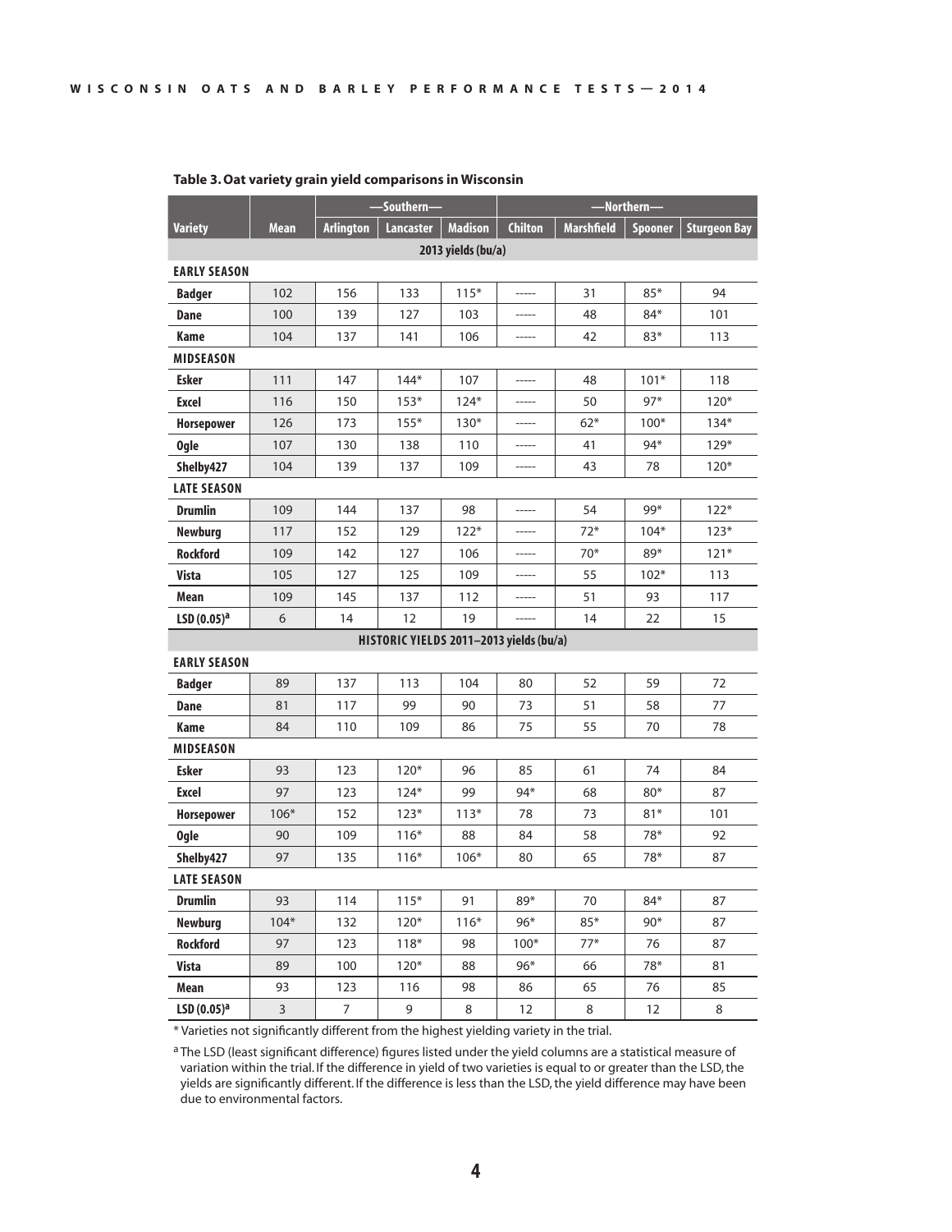**Table 3. Oat variety grain yield comparisons in Wisconsin**

| Variety | Mean | —Southern— | | | —Northern— | | | |
|---|---|---|---|---|---|---|---|---|
| | | Arlington | Lancaster | Madison | Chilton | Marshfield | Spooner | Sturgeon Bay |
| **2013 yields (bu/a)** | | | | | | | | |
| **EARLY SEASON** | | | | | | | | |
| Badger | 102 | 156 | 133 | 115* | ----- | 31 | 85* | 94 |
| Dane | 100 | 139 | 127 | 103 | ----- | 48 | 84* | 101 |
| Kame | 104 | 137 | 141 | 106 | ----- | 42 | 83* | 113 |
| **MIDSEASON** | | | | | | | | |
| Esker | 111 | 147 | 144* | 107 | ----- | 48 | 101* | 118 |
| Excel | 116 | 150 | 153* | 124* | ----- | 50 | 97* | 120* |
| Horsepower | 126 | 173 | 155* | 130* | ----- | 62* | 100* | 134* |
| Ogle | 107 | 130 | 138 | 110 | ----- | 41 | 94* | 129* |
| Shelby427 | 104 | 139 | 137 | 109 | ----- | 43 | 78 | 120* |
| **LATE SEASON** | | | | | | | | |
| Drumlin | 109 | 144 | 137 | 98 | ----- | 54 | 99* | 122* |
| Newburg | 117 | 152 | 129 | 122* | ----- | 72* | 104* | 123* |
| Rockford | 109 | 142 | 127 | 106 | ----- | 70* | 89* | 121* |
| Vista | 105 | 127 | 125 | 109 | ----- | 55 | 102* | 113 |
| Mean | 109 | 145 | 137 | 112 | ----- | 51 | 93 | 117 |
| LSD (0.05)[a] | 6 | 14 | 12 | 19 | ----- | 14 | 22 | 15 |
| **HISTORIC YIELDS 2011–2013 yields (bu/a)** | | | | | | | | |
| **EARLY SEASON** | | | | | | | | |
| Badger | 89 | 137 | 113 | 104 | 80 | 52 | 59 | 72 |
| Dane | 81 | 117 | 99 | 90 | 73 | 51 | 58 | 77 |
| Kame | 84 | 110 | 109 | 86 | 75 | 55 | 70 | 78 |
| **MIDSEASON** | | | | | | | | |
| Esker | 93 | 123 | 120* | 96 | 85 | 61 | 74 | 84 |
| Excel | 97 | 123 | 124* | 99 | 94* | 68 | 80* | 87 |
| Horsepower | 106* | 152 | 123* | 113* | 78 | 73 | 81* | 101 |
| Ogle | 90 | 109 | 116* | 88 | 84 | 58 | 78* | 92 |
| Shelby427 | 97 | 135 | 116* | 106* | 80 | 65 | 78* | 87 |
| **LATE SEASON** | | | | | | | | |
| Drumlin | 93 | 114 | 115* | 91 | 89* | 70 | 84* | 87 |
| Newburg | 104* | 132 | 120* | 116* | 96* | 85* | 90* | 87 |
| Rockford | 97 | 123 | 118* | 98 | 100* | 77* | 76 | 87 |
| Vista | 89 | 100 | 120* | 88 | 96* | 66 | 78* | 81 |
| Mean | 93 | 123 | 116 | 98 | 86 | 65 | 76 | 85 |
| LSD (0.05)[a] | 3 | 7 | 9 | 8 | 12 | 8 | 12 | 8 |

\* Varieties not significantly different from the highest yielding variety in the trial.

[a] The LSD (least significant difference) figures listed under the yield columns are a statistical measure of variation within the trial. If the difference in yield of two varieties is equal to or greater than the LSD, the yields are significantly different. If the difference is less than the LSD, the yield difference may have been due to environmental factors.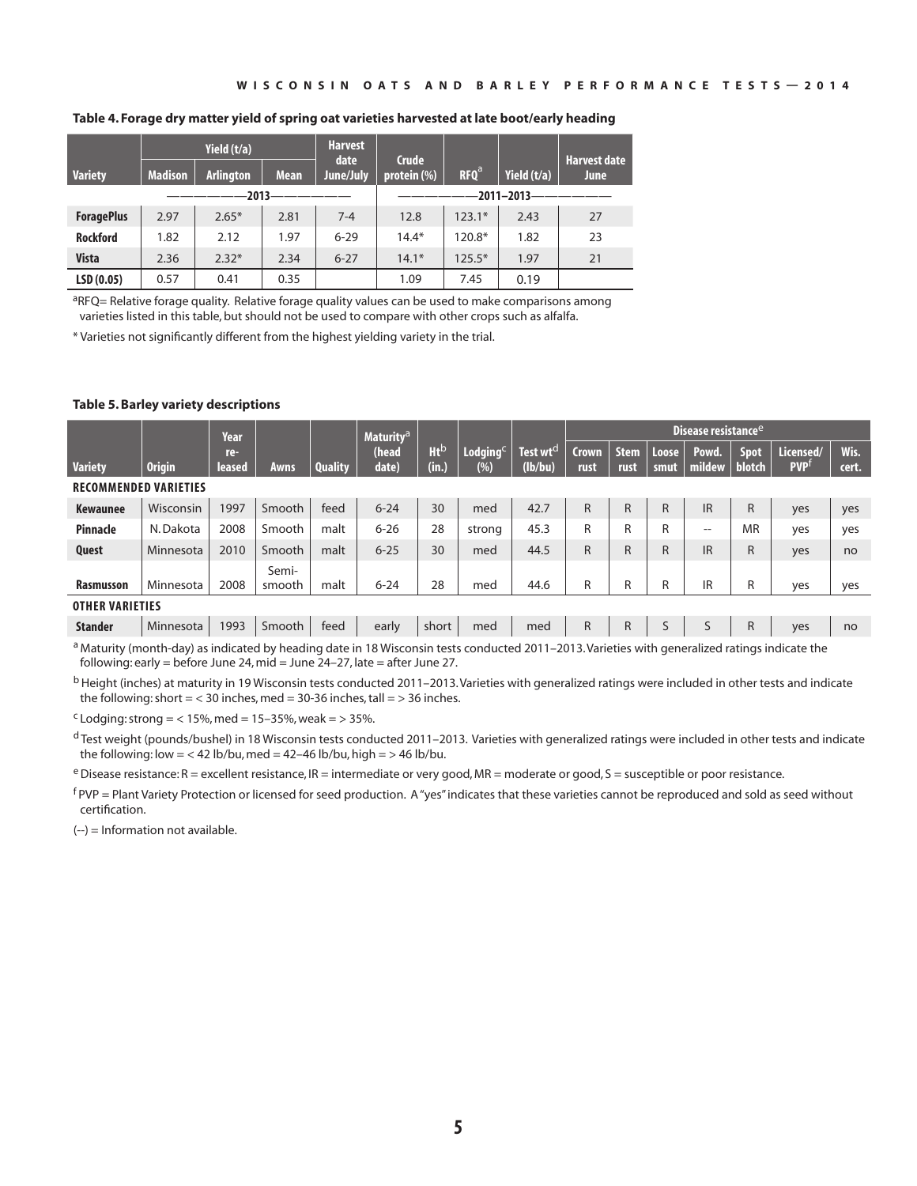**Table 4. Forage dry matter yield of spring oat varieties harvested at late boot/early heading**

| Variety | Yield (t/a) | | | Harvest date June/July | Crude protein (%) | RFQ[a] | Yield (t/a) | Harvest date June |
|---|---|---|---|---|---|---|---|---|
| | Madison | Arlington | Mean | | | | | |
| | 2013 | | | | 2011–2013 | | | |
| **ForagePlus** | 2.97 | 2.65* | 2.81 | 7-4 | 12.8 | 123.1* | 2.43 | 27 |
| **Rockford** | 1.82 | 2.12 | 1.97 | 6-29 | 14.4* | 120.8* | 1.82 | 23 |
| **Vista** | 2.36 | 2.32* | 2.34 | 6-27 | 14.1* | 125.5* | 1.97 | 21 |
| **LSD (0.05)** | 0.57 | 0.41 | 0.35 | | 1.09 | 7.45 | 0.19 | |

[a]RFQ= Relative forage quality. Relative forage quality values can be used to make comparisons among varieties listed in this table, but should not be used to compare with other crops such as alfalfa.

* Varieties not significantly different from the highest yielding variety in the trial.

**Table 5. Barley variety descriptions**

| Variety | Origin | Year re-leased | Awns | Quality | Maturity[a] (head date) | Ht[b] (in.) | Lodging[c] (%) | Test wt[d] (lb/bu) | Disease resistance[e] | | | | | Licensed/ PVP[f] | Wis. cert. |
|---|---|---|---|---|---|---|---|---|---|---|---|---|---|---|---|
| | | | | | | | | | Crown rust | Stem rust | Loose smut | Powd. mildew | Spot blotch | | |
| **RECOMMENDED VARIETIES** | | | | | | | | | | | | | | | |
| **Kewaunee** | Wisconsin | 1997 | Smooth | feed | 6-24 | 30 | med | 42.7 | R | R | R | IR | R | yes | yes |
| **Pinnacle** | N. Dakota | 2008 | Smooth | malt | 6-26 | 28 | strong | 45.3 | R | R | R | -- | MR | yes | yes |
| **Quest** | Minnesota | 2010 | Smooth | malt | 6-25 | 30 | med | 44.5 | R | R | R | IR | R | yes | no |
| **Rasmusson** | Minnesota | 2008 | Semi-smooth | malt | 6-24 | 28 | med | 44.6 | R | R | R | IR | R | yes | yes |
| **OTHER VARIETIES** | | | | | | | | | | | | | | | |
| **Stander** | Minnesota | 1993 | Smooth | feed | early | short | med | med | R | R | S | S | R | yes | no |

[a] Maturity (month-day) as indicated by heading date in 18 Wisconsin tests conducted 2011–2013. Varieties with generalized ratings indicate the following: early = before June 24, mid = June 24–27, late = after June 27.

[b] Height (inches) at maturity in 19 Wisconsin tests conducted 2011–2013. Varieties with generalized ratings were included in other tests and indicate the following: short = < 30 inches, med = 30-36 inches, tall = > 36 inches.

[c] Lodging: strong = < 15%, med = 15–35%, weak = > 35%.

[d] Test weight (pounds/bushel) in 18 Wisconsin tests conducted 2011–2013. Varieties with generalized ratings were included in other tests and indicate the following: low = < 42 lb/bu, med = 42–46 lb/bu, high = > 46 lb/bu.

[e] Disease resistance: R = excellent resistance, IR = intermediate or very good, MR = moderate or good, S = susceptible or poor resistance.

[f] PVP = Plant Variety Protection or licensed for seed production. A "yes" indicates that these varieties cannot be reproduced and sold as seed without certification.

(--) = Information not available.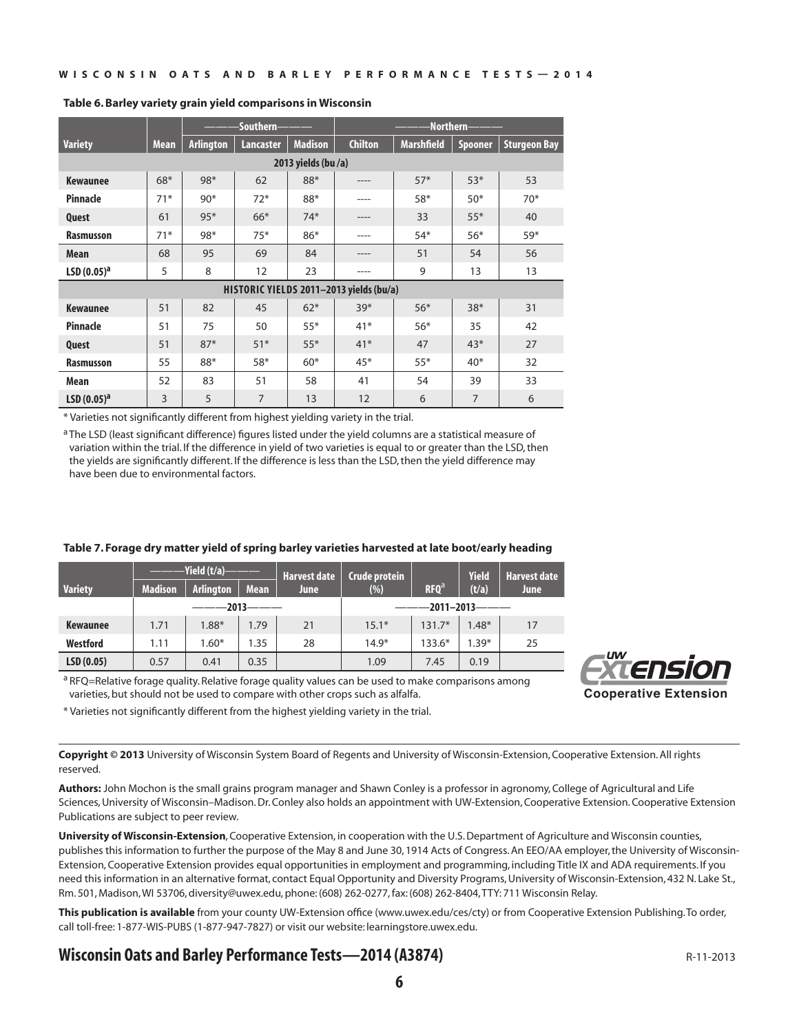**Table 6. Barley variety grain yield comparisons in Wisconsin**

| | | ———Southern——— | | | ———Northern——— | | | |
|---|---|---|---|---|---|---|---|---|
| **Variety** | **Mean** | **Arlington** | **Lancaster** | **Madison** | **Chilton** | **Marshfield** | **Spooner** | **Sturgeon Bay** |
| | | | | **2013 yields (bu /a)** | | | | |
| **Kewaunee** | 68* | 98* | 62 | 88* | ---- | 57* | 53* | 53 |
| **Pinnacle** | 71* | 90* | 72* | 88* | ---- | 58* | 50* | 70* |
| **Quest** | 61 | 95* | 66* | 74* | ---- | 33 | 55* | 40 |
| **Rasmusson** | 71* | 98* | 75* | 86* | ---- | 54* | 56* | 59* |
| **Mean** | 68 | 95 | 69 | 84 | ---- | 51 | 54 | 56 |
| **LSD (0.05)[a]** | 5 | 8 | 12 | 23 | ---- | 9 | 13 | 13 |
| | | | | **HISTORIC YIELDS 2011–2013 yields (bu/a)** | | | | |
| **Kewaunee** | 51 | 82 | 45 | 62* | 39* | 56* | 38* | 31 |
| **Pinnacle** | 51 | 75 | 50 | 55* | 41* | 56* | 35 | 42 |
| **Quest** | 51 | 87* | 51* | 55* | 41* | 47 | 43* | 27 |
| **Rasmusson** | 55 | 88* | 58* | 60* | 45* | 55* | 40* | 32 |
| **Mean** | 52 | 83 | 51 | 58 | 41 | 54 | 39 | 33 |
| **LSD (0.05)[a]** | 3 | 5 | 7 | 13 | 12 | 6 | 7 | 6 |

* Varieties not significantly different from highest yielding variety in the trial.

[a] The LSD (least significant difference) figures listed under the yield columns are a statistical measure of variation within the trial. If the difference in yield of two varieties is equal to or greater than the LSD, then the yields are significantly different. If the difference is less than the LSD, then the yield difference may have been due to environmental factors.

**Table 7. Forage dry matter yield of spring barley varieties harvested at late boot/early heading**

| | ———Yield (t/a)——— | | | **Harvest date** | **Crude protein** | | **Yield** | **Harvest date** |
|---|---|---|---|---|---|---|---|---|
| **Variety** | **Madison** | **Arlington** | **Mean** | **June** | **(%)** | **RFQ[a]** | **(t/a)** | **June** |
| | ———2013——— | | | | ———2011–2013——— | | | |
| **Kewaunee** | 1.71 | 1.88* | 1.79 | 21 | 15.1* | 131.7* | 1.48* | 17 |
| **Westford** | 1.11 | 1.60* | 1.35 | 28 | 14.9* | 133.6* | 1.39* | 25 |
| **LSD (0.05)** | 0.57 | 0.41 | 0.35 | | 1.09 | 7.45 | 0.19 | |

[a] RFQ=Relative forage quality. Relative forage quality values can be used to make comparisons among varieties, but should not be used to compare with other crops such as alfalfa.

* Varieties not significantly different from the highest yielding variety in the trial.

UW Extension Cooperative Extension

**Copyright © 2013** University of Wisconsin System Board of Regents and University of Wisconsin-Extension, Cooperative Extension. All rights reserved.

**Authors:** John Mochon is the small grains program manager and Shawn Conley is a professor in agronomy, College of Agricultural and Life Sciences, University of Wisconsin–Madison. Dr. Conley also holds an appointment with UW-Extension, Cooperative Extension. Cooperative Extension Publications are subject to peer review.

**University of Wisconsin-Extension**, Cooperative Extension, in cooperation with the U.S. Department of Agriculture and Wisconsin counties, publishes this information to further the purpose of the May 8 and June 30, 1914 Acts of Congress. An EEO/AA employer, the University of Wisconsin-Extension, Cooperative Extension provides equal opportunities in employment and programming, including Title IX and ADA requirements. If you need this information in an alternative format, contact Equal Opportunity and Diversity Programs, University of Wisconsin-Extension, 432 N. Lake St., Rm. 501, Madison, WI 53706, diversity@uwex.edu, phone: (608) 262-0277, fax: (608) 262-8404, TTY: 711 Wisconsin Relay.

**This publication is available** from your county UW-Extension office (www.uwex.edu/ces/cty) or from Cooperative Extension Publishing. To order, call toll-free: 1-877-WIS-PUBS (1-877-947-7827) or visit our website: learningstore.uwex.edu.

## Wisconsin Oats and Barley Performance Tests—2014 (A3874)

R-11-2013